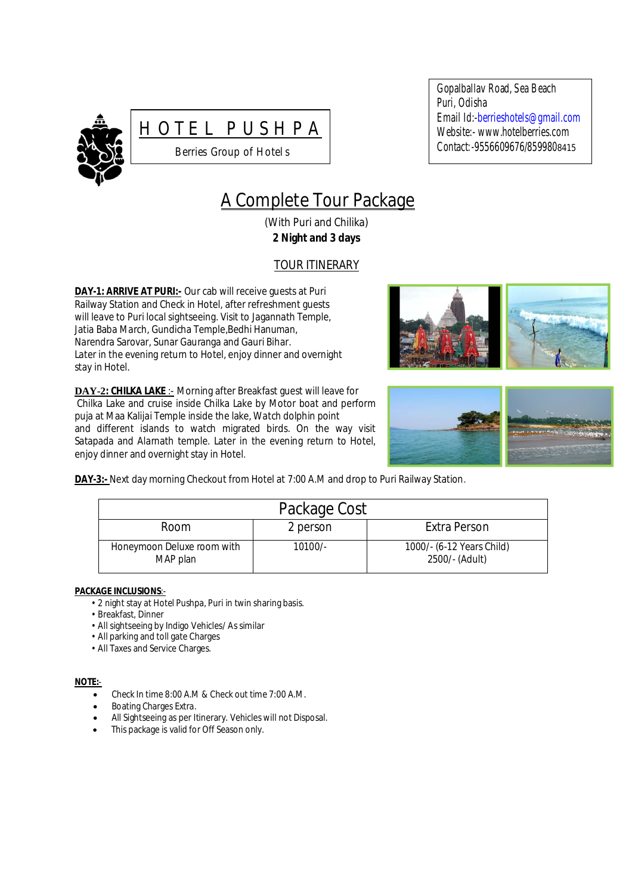# HOTEL PUSHPA

Berries Group of Hotels

Gopalballav Road, Sea Beach
Puri, Odisha
Email Id:-berrieshotels@gmail.com
Website:- www.hotelberries.com
Contact:-9556609676/8599808415

## A Complete Tour Package

(With Puri and Chilika)
**2 Night and 3 days**

### TOUR ITINERARY

**DAY-1: ARRIVE AT PURI:-** Our cab will receive guests at Puri Railway Station and Check in Hotel, after refreshment guests will leave to Puri local sightseeing. Visit to Jagannath Temple, Jatia Baba March, Gundicha Temple,Bedhi Hanuman, Narendra Sarovar, Sunar Gauranga and Gauri Bihar. Later in the evening return to Hotel, enjoy dinner and overnight stay in Hotel.

**DAY-2: CHILKA LAKE** :- Morning after Breakfast guest will leave for Chilka Lake and cruise inside Chilka Lake by Motor boat and perform puja at Maa Kalijai Temple inside the lake, Watch dolphin point and different islands to watch migrated birds. On the way visit Satapada and Alarnath temple. Later in the evening return to Hotel, enjoy dinner and overnight stay in Hotel.

**DAY-3:-** Next day morning Checkout from Hotel at 7:00 A.M and drop to Puri Railway Station.

| Package Cost | | |
|---|---|---|
| Room | 2 person | Extra Person |
| Honeymoon Deluxe room with MAP plan | 10100/- | 1000/- (6-12 Years Child) 2500/- (Adult) |

**PACKAGE INCLUSIONS**:-

- 2 night stay at Hotel Pushpa, Puri in twin sharing basis.
- Breakfast, Dinner
- All sightseeing by Indigo Vehicles/ As similar
- All parking and toll gate Charges
- All Taxes and Service Charges.

**NOTE:-**

- Check In time 8:00 A.M & Check out time 7:00 A.M.
- Boating Charges Extra.
- All Sightseeing as per Itinerary. Vehicles will not Disposal.
- This package is valid for Off Season only.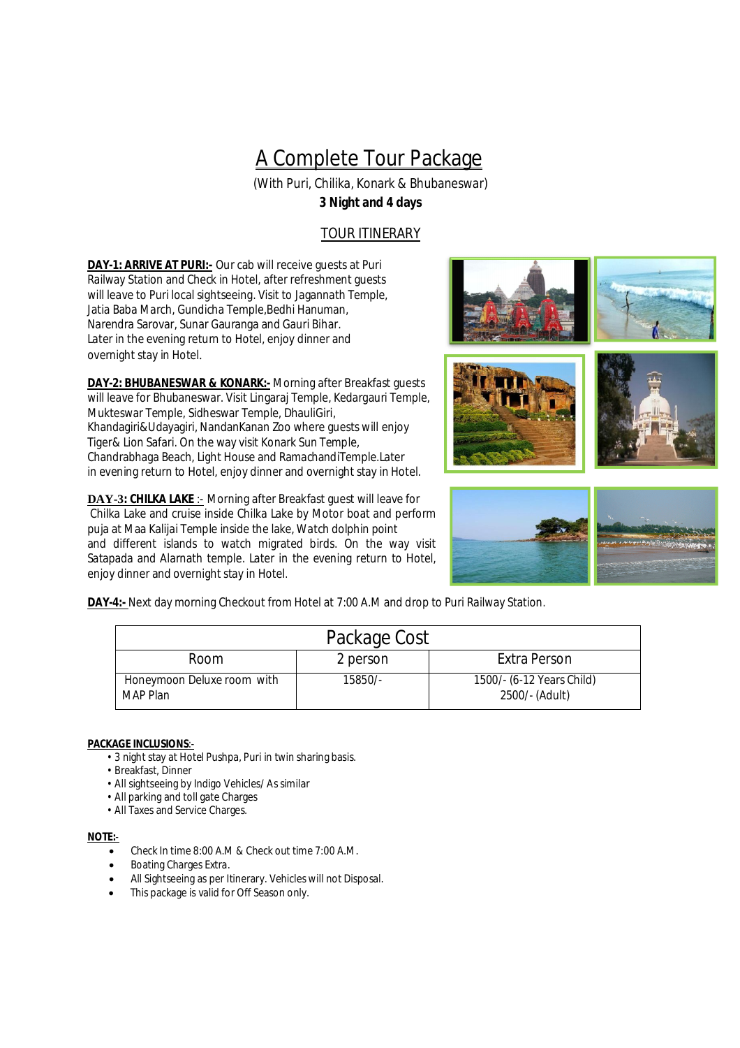# A Complete Tour Package

(With Puri, Chilika, Konark & Bhubaneswar)

**3 Night and 4 days**

## TOUR ITINERARY

**DAY-1: ARRIVE AT PURI:-** Our cab will receive guests at Puri Railway Station and Check in Hotel, after refreshment guests will leave to Puri local sightseeing. Visit to Jagannath Temple, Jatia Baba March, Gundicha Temple,Bedhi Hanuman, Narendra Sarovar, Sunar Gauranga and Gauri Bihar. Later in the evening return to Hotel, enjoy dinner and overnight stay in Hotel.

**DAY-2: BHUBANESWAR & KONARK:-** Morning after Breakfast guests will leave for Bhubaneswar. Visit Lingaraj Temple, Kedargauri Temple, Mukteswar Temple, Sidheswar Temple, DhauliGiri, Khandagiri&Udayagiri, NandanKanan Zoo where guests will enjoy Tiger& Lion Safari. On the way visit Konark Sun Temple, Chandrabhaga Beach, Light House and RamachandiTemple.Later in evening return to Hotel, enjoy dinner and overnight stay in Hotel.

**DAY-3: CHILKA LAKE** :- Morning after Breakfast guest will leave for Chilka Lake and cruise inside Chilka Lake by Motor boat and perform puja at Maa Kalijai Temple inside the lake, Watch dolphin point and different islands to watch migrated birds. On the way visit Satapada and Alarnath temple. Later in the evening return to Hotel, enjoy dinner and overnight stay in Hotel.

**DAY-4:-** Next day morning Checkout from Hotel at 7:00 A.M and drop to Puri Railway Station.

| Package Cost | | |
|---|---|---|
| Room | 2 person | Extra Person |
| Honeymoon Deluxe room with MAP Plan | 15850/- | 1500/- (6-12 Years Child) 2500/- (Adult) |

**PACKAGE INCLUSIONS**:-

- 3 night stay at Hotel Pushpa, Puri in twin sharing basis.
- Breakfast, Dinner
- All sightseeing by Indigo Vehicles/ As similar
- All parking and toll gate Charges
- All Taxes and Service Charges.

**NOTE:**-

- Check In time 8:00 A.M & Check out time 7:00 A.M.
- Boating Charges Extra.
- All Sightseeing as per Itinerary. Vehicles will not Disposal.
- This package is valid for Off Season only.